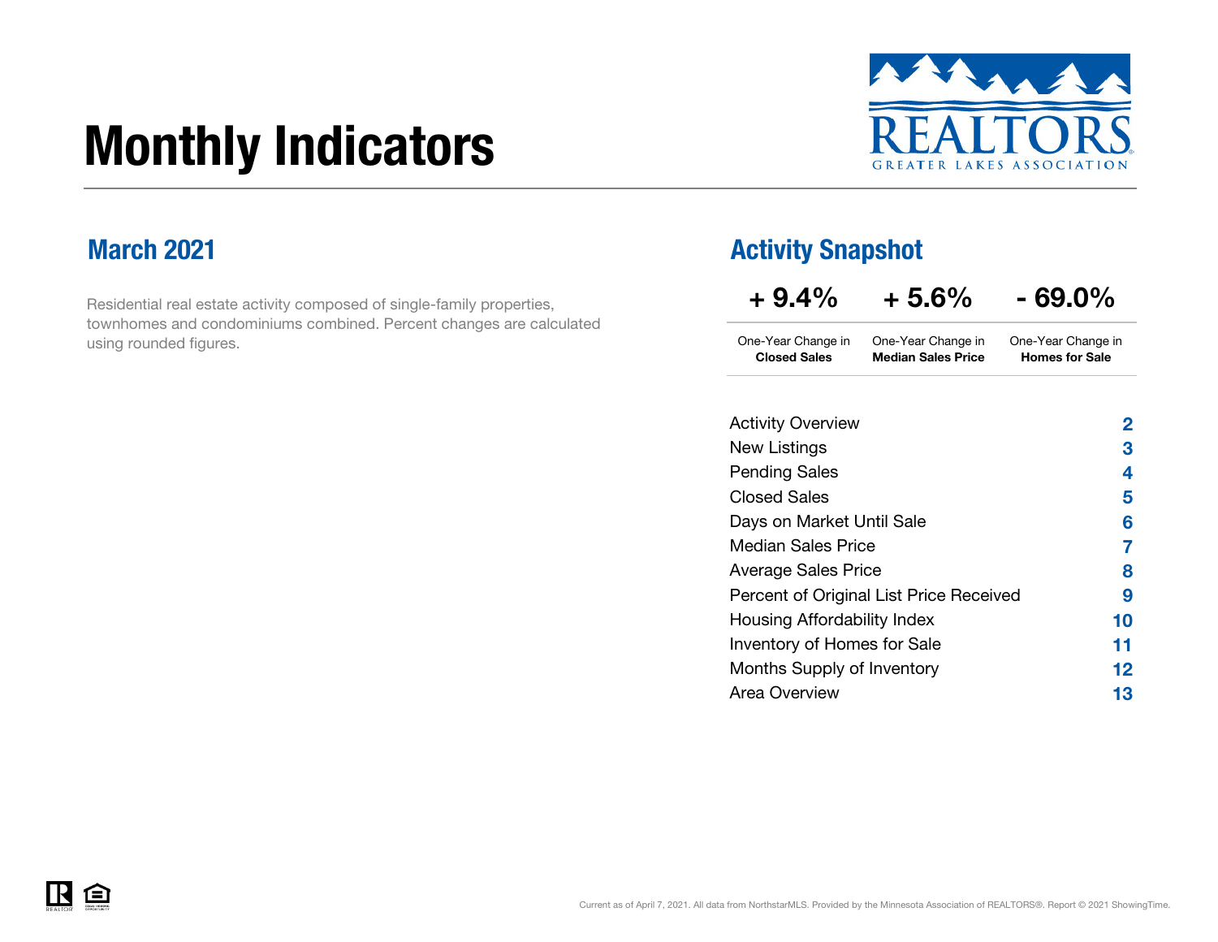# Monthly Indicators

REALTORS GREATER LAKES ASSOCIATION

## March 2021

Residential real estate activity composed of single-family properties, townhomes and condominiums combined. Percent changes are calculated using rounded figures.

## Activity Snapshot

| + 9.4% | + 5.6% | - 69.0% |
| --- | --- | --- |
| One-Year Change in **Closed Sales** | One-Year Change in **Median Sales Price** | One-Year Change in **Homes for Sale** |

| | |
| --- | --- |
| Activity Overview | 2 |
| New Listings | 3 |
| Pending Sales | 4 |
| Closed Sales | 5 |
| Days on Market Until Sale | 6 |
| Median Sales Price | 7 |
| Average Sales Price | 8 |
| Percent of Original List Price Received | 9 |
| Housing Affordability Index | 10 |
| Inventory of Homes for Sale | 11 |
| Months Supply of Inventory | 12 |
| Area Overview | 13 |

Current as of April 7, 2021. All data from NorthstarMLS. Provided by the Minnesota Association of REALTORS®. Report © 2021 ShowingTime.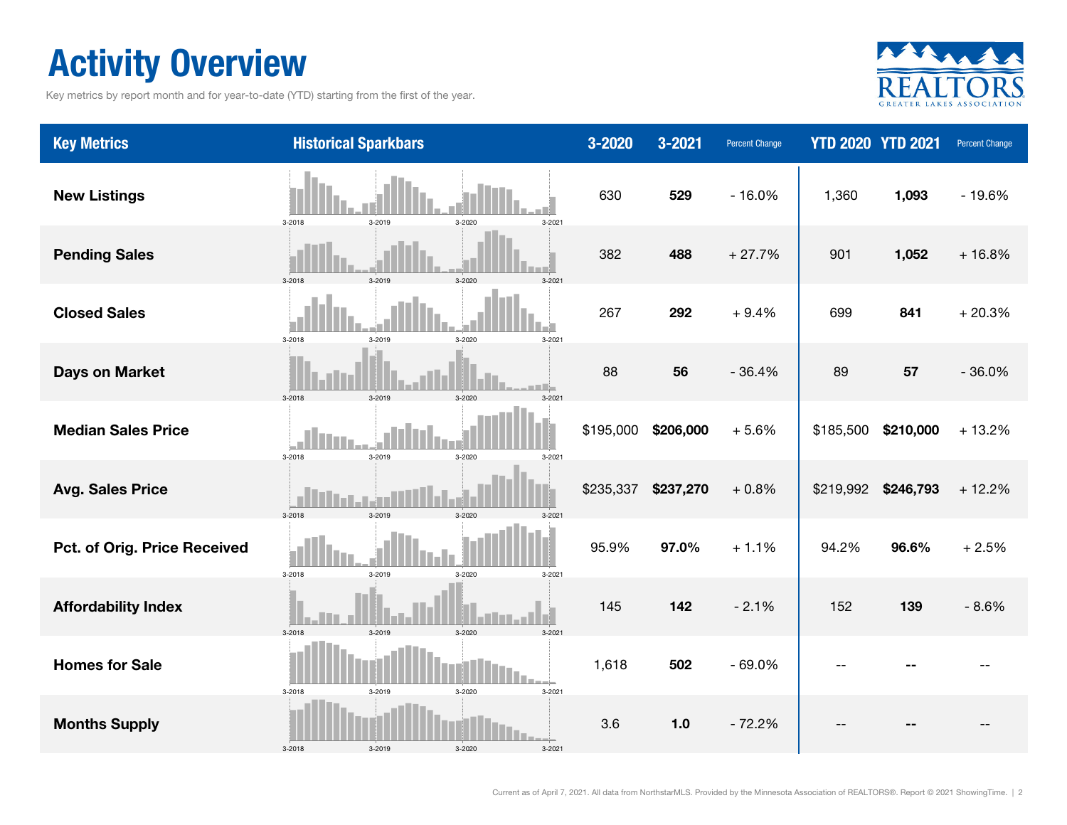# Activity Overview

Key metrics by report month and for year-to-date (YTD) starting from the first of the year.

| Key Metrics | Historical Sparkbars | 3-2020 | 3-2021 | Percent Change | YTD 2020 | YTD 2021 | Percent Change |
|---|---|---|---|---|---|---|---|
| **New Listings** | 3-2018 3-2019 3-2020 3-2021 | 630 | **529** | - 16.0% | 1,360 | **1,093** | - 19.6% |
| **Pending Sales** | 3-2018 3-2019 3-2020 3-2021 | 382 | **488** | + 27.7% | 901 | **1,052** | + 16.8% |
| **Closed Sales** | 3-2018 3-2019 3-2020 3-2021 | 267 | **292** | + 9.4% | 699 | **841** | + 20.3% |
| **Days on Market** | 3-2018 3-2019 3-2020 3-2021 | 88 | **56** | - 36.4% | 89 | **57** | - 36.0% |
| **Median Sales Price** | 3-2018 3-2019 3-2020 3-2021 | $195,000 | **$206,000** | + 5.6% | $185,500 | **$210,000** | + 13.2% |
| **Avg. Sales Price** | 3-2018 3-2019 3-2020 3-2021 | $235,337 | **$237,270** | + 0.8% | $219,992 | **$246,793** | + 12.2% |
| **Pct. of Orig. Price Received** | 3-2018 3-2019 3-2020 3-2021 | 95.9% | **97.0%** | + 1.1% | 94.2% | **96.6%** | + 2.5% |
| **Affordability Index** | 3-2018 3-2019 3-2020 3-2021 | 145 | **142** | - 2.1% | 152 | **139** | - 8.6% |
| **Homes for Sale** | 3-2018 3-2019 3-2020 3-2021 | 1,618 | **502** | - 69.0% | -- | **--** | -- |
| **Months Supply** | 3-2018 3-2019 3-2020 3-2021 | 3.6 | **1.0** | - 72.2% | -- | **--** | -- |

Current as of April 7, 2021. All data from NorthstarMLS. Provided by the Minnesota Association of REALTORS®. Report © 2021 ShowingTime.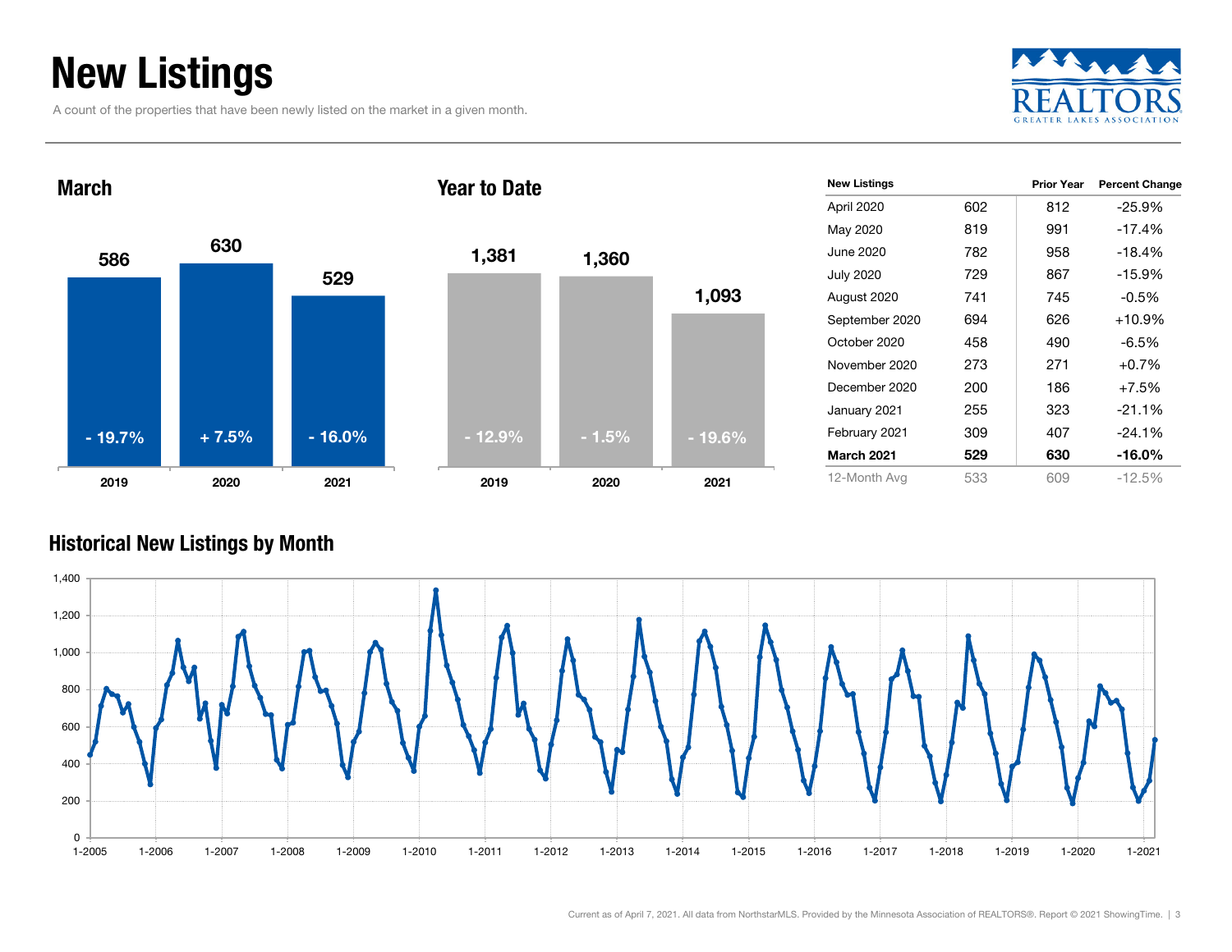# New Listings

A count of the properties that have been newly listed on the market in a given month.

## March

| Year | New Listings | Change |
| --- | --- | --- |
| 2019 | 586 | - 19.7% |
| 2020 | 630 | + 7.5% |
| 2021 | 529 | - 16.0% |

## Year to Date

| Year | New Listings | Change |
| --- | --- | --- |
| 2019 | 1,381 | - 12.9% |
| 2020 | 1,360 | - 1.5% |
| 2021 | 1,093 | - 19.6% |

| New Listings | | Prior Year | Percent Change |
| --- | --- | --- | --- |
| April 2020 | 602 | 812 | -25.9% |
| May 2020 | 819 | 991 | -17.4% |
| June 2020 | 782 | 958 | -18.4% |
| July 2020 | 729 | 867 | -15.9% |
| August 2020 | 741 | 745 | -0.5% |
| September 2020 | 694 | 626 | +10.9% |
| October 2020 | 458 | 490 | -6.5% |
| November 2020 | 273 | 271 | +0.7% |
| December 2020 | 200 | 186 | +7.5% |
| January 2021 | 255 | 323 | -21.1% |
| February 2021 | 309 | 407 | -24.1% |
| **March 2021** | **529** | **630** | **-16.0%** |
| 12-Month Avg | 533 | 609 | -12.5% |

## Historical New Listings by Month

Current as of April 7, 2021. All data from NorthstarMLS. Provided by the Minnesota Association of REALTORS®. Report © 2021 ShowingTime.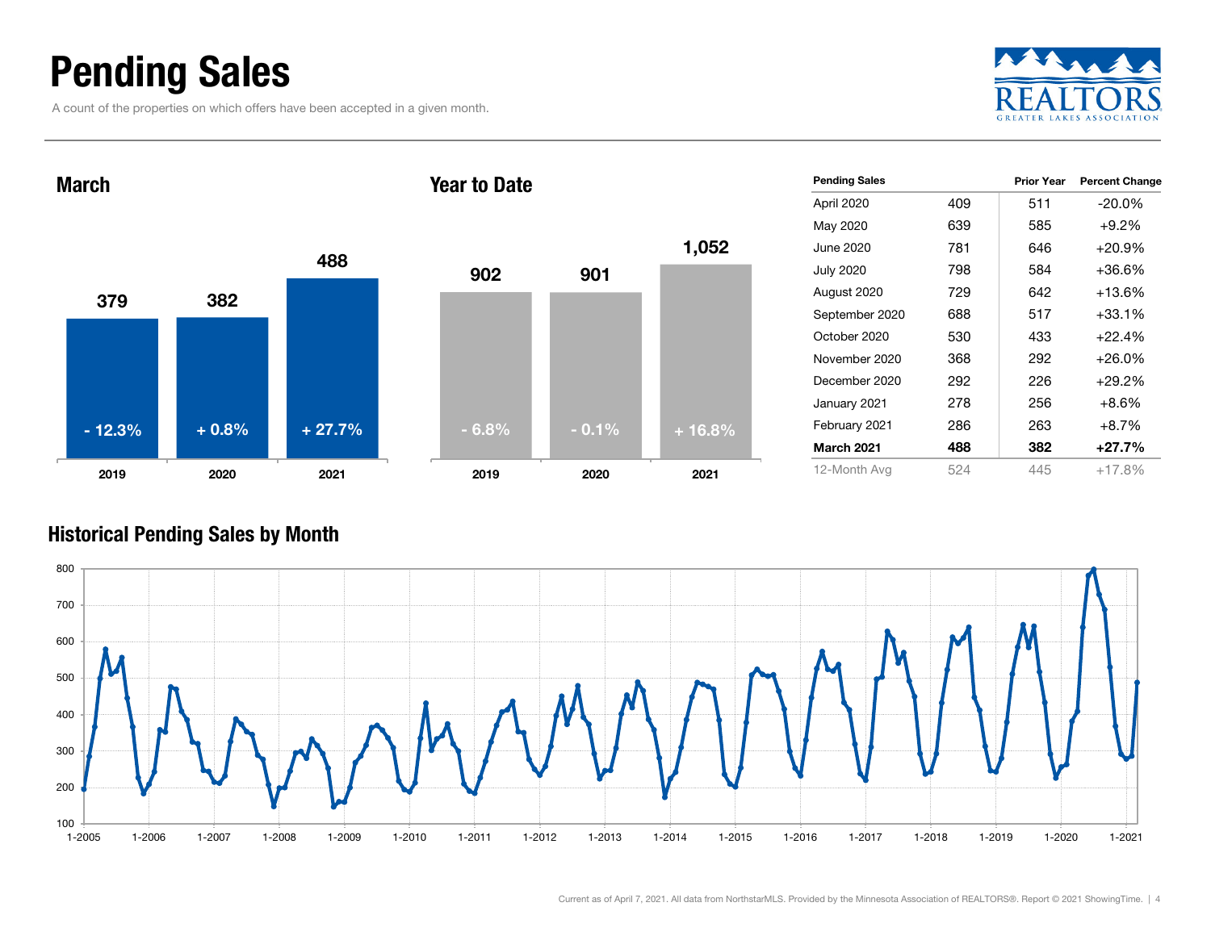# Pending Sales

A count of the properties on which offers have been accepted in a given month.

## March

| | 2019 | 2020 | 2021 |
|---|---|---|---|
| Pending Sales | 379 | 382 | 488 |
| Percent Change | - 12.3% | + 0.8% | + 27.7% |

## Year to Date

| | 2019 | 2020 | 2021 |
|---|---|---|---|
| Pending Sales | 902 | 901 | 1,052 |
| Percent Change | - 6.8% | - 0.1% | + 16.8% |

| Pending Sales | | Prior Year | Percent Change |
|---|---|---|---|
| April 2020 | 409 | 511 | -20.0% |
| May 2020 | 639 | 585 | +9.2% |
| June 2020 | 781 | 646 | +20.9% |
| July 2020 | 798 | 584 | +36.6% |
| August 2020 | 729 | 642 | +13.6% |
| September 2020 | 688 | 517 | +33.1% |
| October 2020 | 530 | 433 | +22.4% |
| November 2020 | 368 | 292 | +26.0% |
| December 2020 | 292 | 226 | +29.2% |
| January 2021 | 278 | 256 | +8.6% |
| February 2021 | 286 | 263 | +8.7% |
| **March 2021** | **488** | **382** | **+27.7%** |
| 12-Month Avg | 524 | 445 | +17.8% |

## Historical Pending Sales by Month

Current as of April 7, 2021. All data from NorthstarMLS. Provided by the Minnesota Association of REALTORS®. Report © 2021 ShowingTime.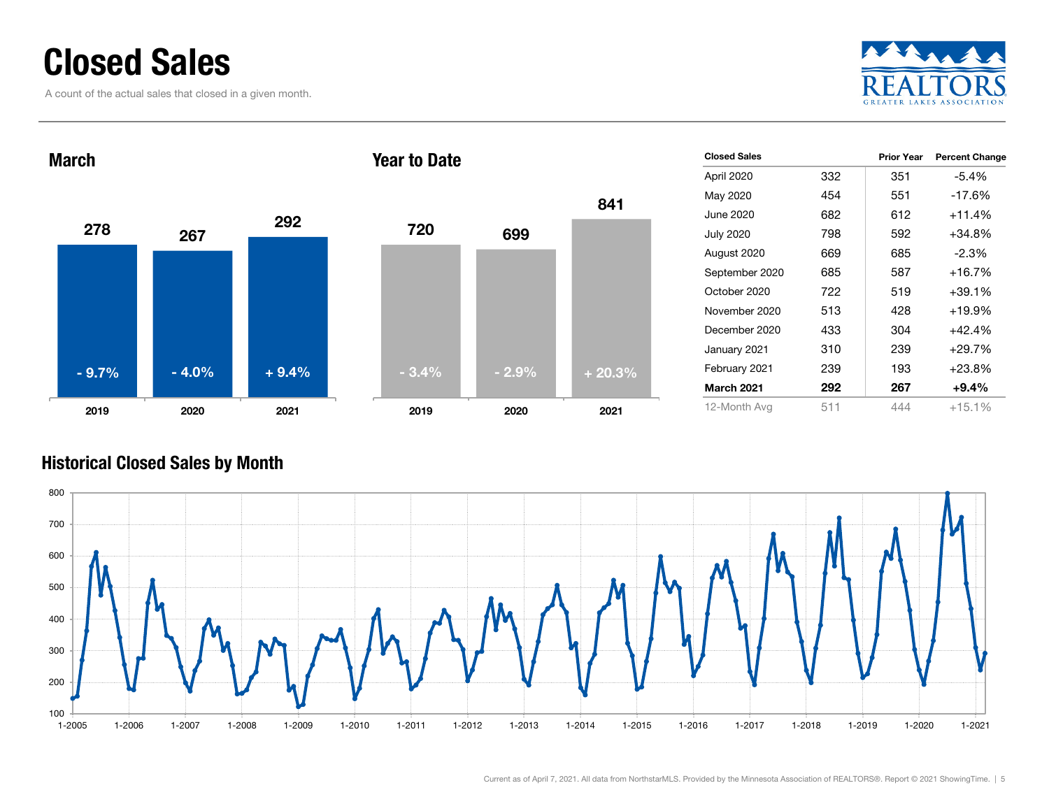# Closed Sales

A count of the actual sales that closed in a given month.

REALTORS GREATER LAKES ASSOCIATION

## March

| | 2019 | 2020 | 2021 |
|---|---|---|---|
| Closed Sales | 278 | 267 | 292 |
| Percent Change | - 9.7% | - 4.0% | + 9.4% |

## Year to Date

| | 2019 | 2020 | 2021 |
|---|---|---|---|
| Closed Sales | 720 | 699 | 841 |
| Percent Change | - 3.4% | - 2.9% | + 20.3% |

| Closed Sales | | Prior Year | Percent Change |
|---|---|---|---|
| April 2020 | 332 | 351 | -5.4% |
| May 2020 | 454 | 551 | -17.6% |
| June 2020 | 682 | 612 | +11.4% |
| July 2020 | 798 | 592 | +34.8% |
| August 2020 | 669 | 685 | -2.3% |
| September 2020 | 685 | 587 | +16.7% |
| October 2020 | 722 | 519 | +39.1% |
| November 2020 | 513 | 428 | +19.9% |
| December 2020 | 433 | 304 | +42.4% |
| January 2021 | 310 | 239 | +29.7% |
| February 2021 | 239 | 193 | +23.8% |
| **March 2021** | **292** | **267** | **+9.4%** |
| 12-Month Avg | 511 | 444 | +15.1% |

## Historical Closed Sales by Month

Current as of April 7, 2021. All data from NorthstarMLS. Provided by the Minnesota Association of REALTORS®. Report © 2021 ShowingTime.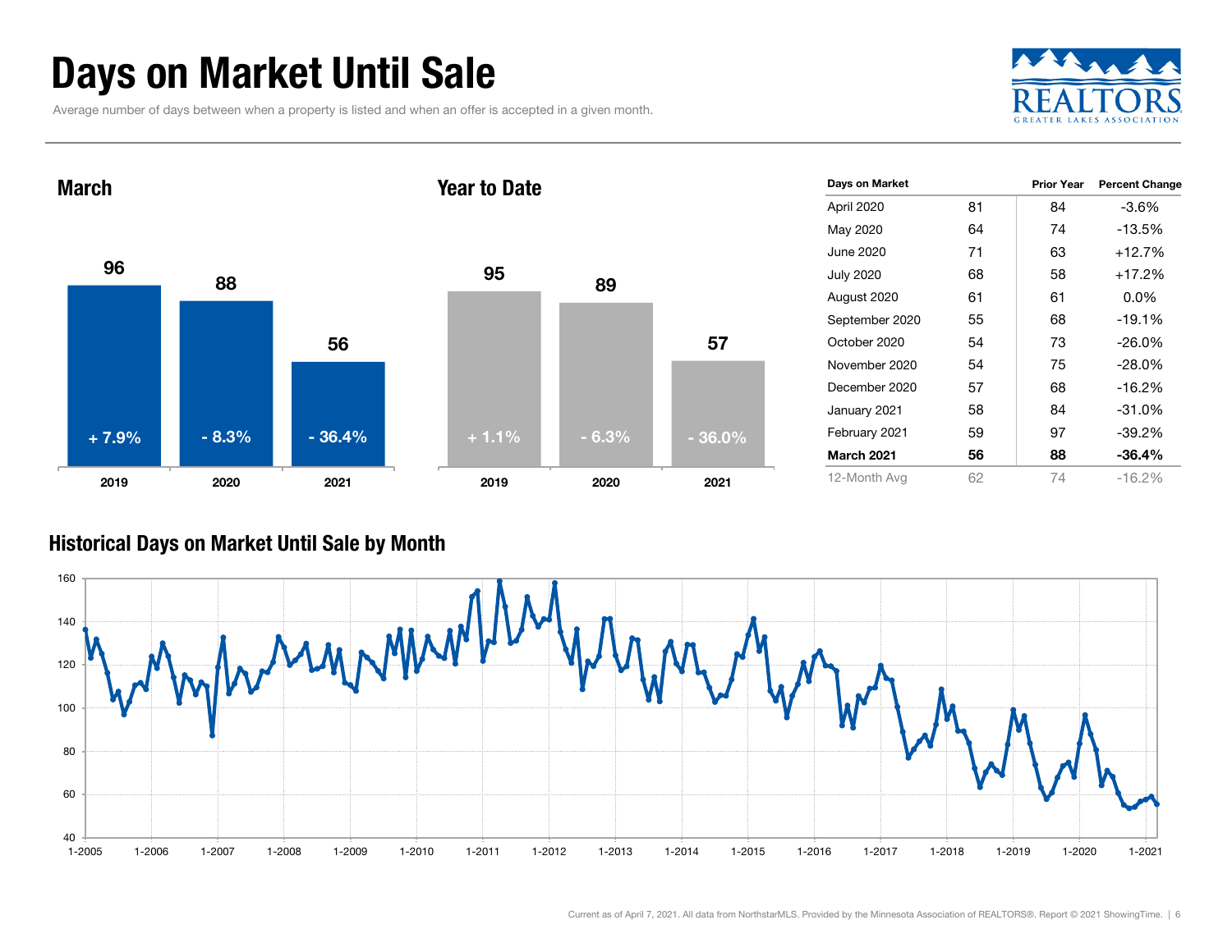# Days on Market Until Sale

Average number of days between when a property is listed and when an offer is accepted in a given month.

## March

| Year | Days | Change |
|---|---|---|
| 2019 | 96 | + 7.9% |
| 2020 | 88 | - 8.3% |
| 2021 | 56 | - 36.4% |

## Year to Date

| Year | Days | Change |
|---|---|---|
| 2019 | 95 | + 1.1% |
| 2020 | 89 | - 6.3% |
| 2021 | 57 | - 36.0% |

| Days on Market | | Prior Year | Percent Change |
|---|---|---|---|
| April 2020 | 81 | 84 | -3.6% |
| May 2020 | 64 | 74 | -13.5% |
| June 2020 | 71 | 63 | +12.7% |
| July 2020 | 68 | 58 | +17.2% |
| August 2020 | 61 | 61 | 0.0% |
| September 2020 | 55 | 68 | -19.1% |
| October 2020 | 54 | 73 | -26.0% |
| November 2020 | 54 | 75 | -28.0% |
| December 2020 | 57 | 68 | -16.2% |
| January 2021 | 58 | 84 | -31.0% |
| February 2021 | 59 | 97 | -39.2% |
| **March 2021** | **56** | **88** | **-36.4%** |
| 12-Month Avg | 62 | 74 | -16.2% |

## Historical Days on Market Until Sale by Month

Current as of April 7, 2021. All data from NorthstarMLS. Provided by the Minnesota Association of REALTORS®. Report © 2021 ShowingTime.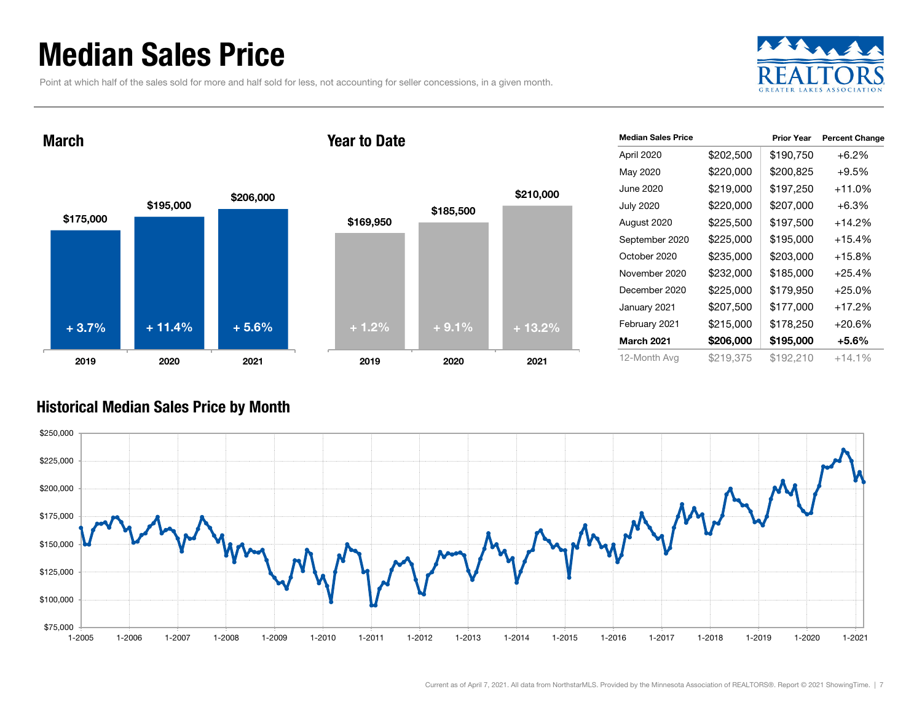# Median Sales Price

Point at which half of the sales sold for more and half sold for less, not accounting for seller concessions, in a given month.

## March

| Year | Median Sales Price | Change |
| --- | --- | --- |
| 2019 | $175,000 | + 3.7% |
| 2020 | $195,000 | + 11.4% |
| 2021 | $206,000 | + 5.6% |

## Year to Date

| Year | Median Sales Price | Change |
| --- | --- | --- |
| 2019 | $169,950 | + 1.2% |
| 2020 | $185,500 | + 9.1% |
| 2021 | $210,000 | + 13.2% |

| Median Sales Price | | Prior Year | Percent Change |
| --- | --- | --- | --- |
| April 2020 | $202,500 | $190,750 | +6.2% |
| May 2020 | $220,000 | $200,825 | +9.5% |
| June 2020 | $219,000 | $197,250 | +11.0% |
| July 2020 | $220,000 | $207,000 | +6.3% |
| August 2020 | $225,500 | $197,500 | +14.2% |
| September 2020 | $225,000 | $195,000 | +15.4% |
| October 2020 | $235,000 | $203,000 | +15.8% |
| November 2020 | $232,000 | $185,000 | +25.4% |
| December 2020 | $225,000 | $179,950 | +25.0% |
| January 2021 | $207,500 | $177,000 | +17.2% |
| February 2021 | $215,000 | $178,250 | +20.6% |
| **March 2021** | **$206,000** | **$195,000** | **+5.6%** |
| 12-Month Avg | $219,375 | $192,210 | +14.1% |

## Historical Median Sales Price by Month

Current as of April 7, 2021. All data from NorthstarMLS. Provided by the Minnesota Association of REALTORS®. Report © 2021 ShowingTime.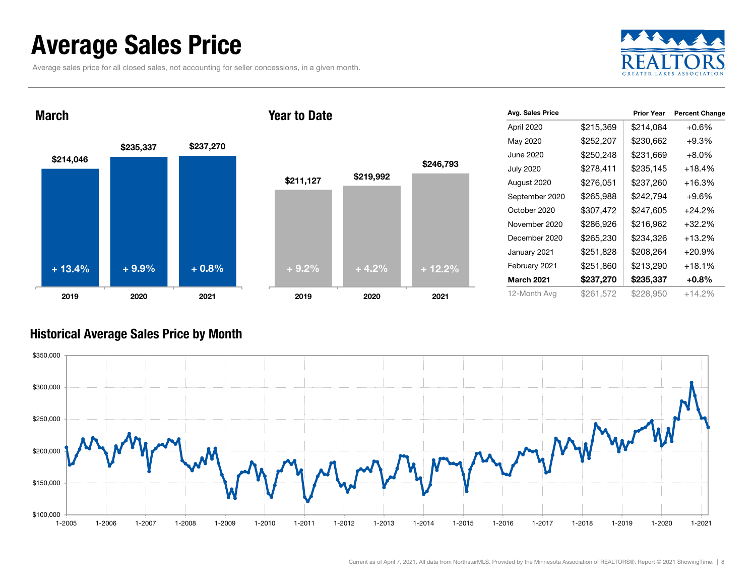# Average Sales Price

Average sales price for all closed sales, not accounting for seller concessions, in a given month.

## March

| Year | Average Sales Price | Change |
|---|---|---|
| 2019 | $214,046 | + 13.4% |
| 2020 | $235,337 | + 9.9% |
| 2021 | $237,270 | + 0.8% |

## Year to Date

| Year | Average Sales Price | Change |
|---|---|---|
| 2019 | $211,127 | + 9.2% |
| 2020 | $219,992 | + 4.2% |
| 2021 | $246,793 | + 12.2% |

| Avg. Sales Price | | Prior Year | Percent Change |
|---|---|---|---|
| April 2020 | $215,369 | $214,084 | +0.6% |
| May 2020 | $252,207 | $230,662 | +9.3% |
| June 2020 | $250,248 | $231,669 | +8.0% |
| July 2020 | $278,411 | $235,145 | +18.4% |
| August 2020 | $276,051 | $237,260 | +16.3% |
| September 2020 | $265,988 | $242,794 | +9.6% |
| October 2020 | $307,472 | $247,605 | +24.2% |
| November 2020 | $286,926 | $216,962 | +32.2% |
| December 2020 | $265,230 | $234,326 | +13.2% |
| January 2021 | $251,828 | $208,264 | +20.9% |
| February 2021 | $251,860 | $213,290 | +18.1% |
| **March 2021** | **$237,270** | **$235,337** | **+0.8%** |
| 12-Month Avg | $261,572 | $228,950 | +14.2% |

## Historical Average Sales Price by Month

Current as of April 7, 2021. All data from NorthstarMLS. Provided by the Minnesota Association of REALTORS®. Report © 2021 ShowingTime.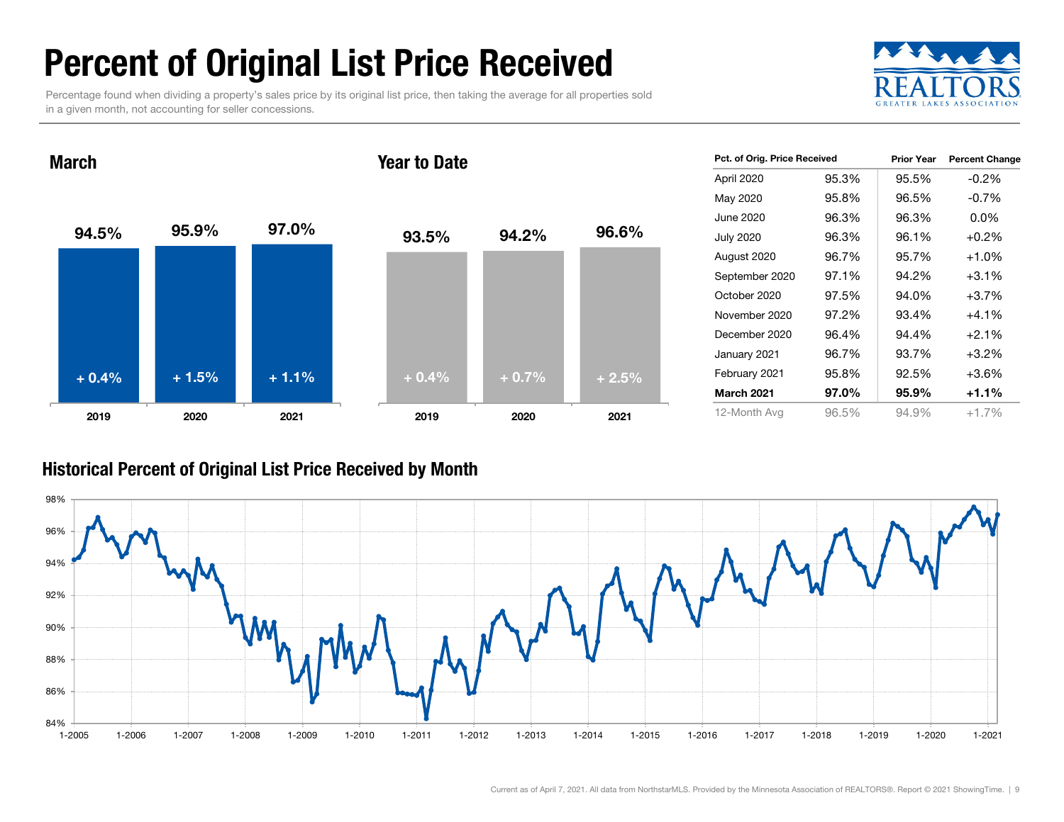# Percent of Original List Price Received

Percentage found when dividing a property's sales price by its original list price, then taking the average for all properties sold in a given month, not accounting for seller concessions.

## March

| | 2019 | 2020 | 2021 |
|---|---|---|---|
| Percent | 94.5% | 95.9% | 97.0% |
| Change | + 0.4% | + 1.5% | + 1.1% |

## Year to Date

| | 2019 | 2020 | 2021 |
|---|---|---|---|
| Percent | 93.5% | 94.2% | 96.6% |
| Change | + 0.4% | + 0.7% | + 2.5% |

| Pct. of Orig. Price Received | | Prior Year | Percent Change |
|---|---|---|---|
| April 2020 | 95.3% | 95.5% | -0.2% |
| May 2020 | 95.8% | 96.5% | -0.7% |
| June 2020 | 96.3% | 96.3% | 0.0% |
| July 2020 | 96.3% | 96.1% | +0.2% |
| August 2020 | 96.7% | 95.7% | +1.0% |
| September 2020 | 97.1% | 94.2% | +3.1% |
| October 2020 | 97.5% | 94.0% | +3.7% |
| November 2020 | 97.2% | 93.4% | +4.1% |
| December 2020 | 96.4% | 94.4% | +2.1% |
| January 2021 | 96.7% | 93.7% | +3.2% |
| February 2021 | 95.8% | 92.5% | +3.6% |
| **March 2021** | **97.0%** | **95.9%** | **+1.1%** |
| 12-Month Avg | 96.5% | 94.9% | +1.7% |

## Historical Percent of Original List Price Received by Month

Current as of April 7, 2021. All data from NorthstarMLS. Provided by the Minnesota Association of REALTORS®. Report © 2021 ShowingTime.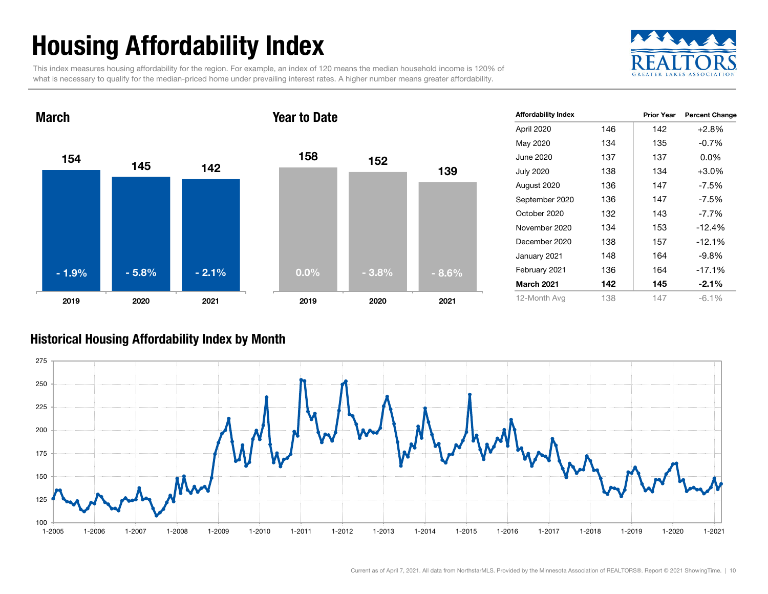# Housing Affordability Index

This index measures housing affordability for the region. For example, an index of 120 means the median household income is 120% of what is necessary to qualify for the median-priced home under prevailing interest rates. A higher number means greater affordability.

## March

| | 2019 | 2020 | 2021 |
|---|---|---|---|
| Index | 154 | 145 | 142 |
| Change | - 1.9% | - 5.8% | - 2.1% |

## Year to Date

| | 2019 | 2020 | 2021 |
|---|---|---|---|
| Index | 158 | 152 | 139 |
| Change | 0.0% | - 3.8% | - 8.6% |

| Affordability Index | | Prior Year | Percent Change |
|---|---|---|---|
| April 2020 | 146 | 142 | +2.8% |
| May 2020 | 134 | 135 | -0.7% |
| June 2020 | 137 | 137 | 0.0% |
| July 2020 | 138 | 134 | +3.0% |
| August 2020 | 136 | 147 | -7.5% |
| September 2020 | 136 | 147 | -7.5% |
| October 2020 | 132 | 143 | -7.7% |
| November 2020 | 134 | 153 | -12.4% |
| December 2020 | 138 | 157 | -12.1% |
| January 2021 | 148 | 164 | -9.8% |
| February 2021 | 136 | 164 | -17.1% |
| **March 2021** | **142** | **145** | **-2.1%** |
| 12-Month Avg | 138 | 147 | -6.1% |

## Historical Housing Affordability Index by Month

Current as of April 7, 2021. All data from NorthstarMLS. Provided by the Minnesota Association of REALTORS®. Report © 2021 ShowingTime.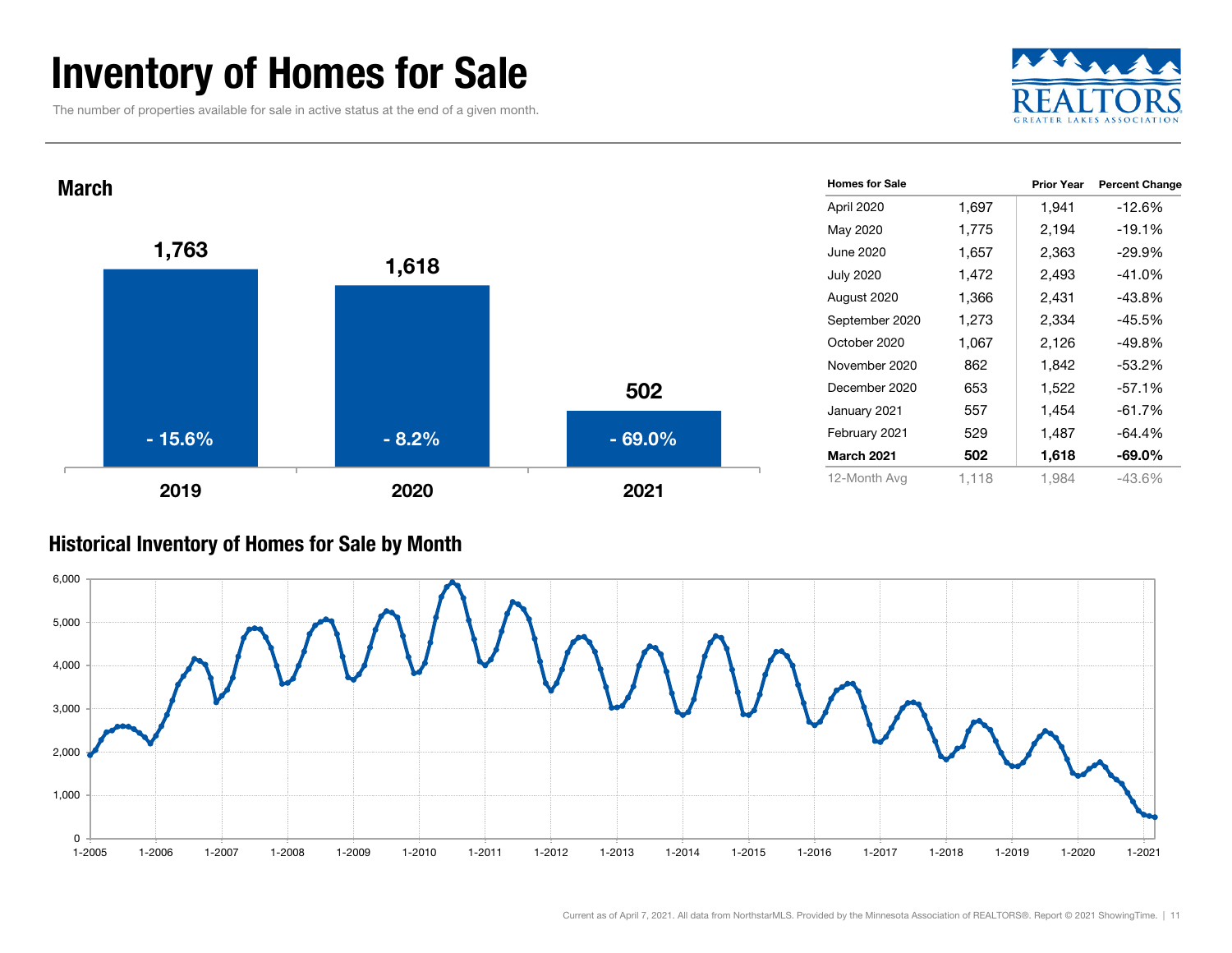# Inventory of Homes for Sale

The number of properties available for sale in active status at the end of a given month.

## March

| Year | Homes for Sale | Percent Change |
|---|---|---|
| 2019 | 1,763 | - 15.6% |
| 2020 | 1,618 | - 8.2% |
| 2021 | 502 | - 69.0% |

| Homes for Sale | | Prior Year | Percent Change |
|---|---|---|---|
| April 2020 | 1,697 | 1,941 | -12.6% |
| May 2020 | 1,775 | 2,194 | -19.1% |
| June 2020 | 1,657 | 2,363 | -29.9% |
| July 2020 | 1,472 | 2,493 | -41.0% |
| August 2020 | 1,366 | 2,431 | -43.8% |
| September 2020 | 1,273 | 2,334 | -45.5% |
| October 2020 | 1,067 | 2,126 | -49.8% |
| November 2020 | 862 | 1,842 | -53.2% |
| December 2020 | 653 | 1,522 | -57.1% |
| January 2021 | 557 | 1,454 | -61.7% |
| February 2021 | 529 | 1,487 | -64.4% |
| **March 2021** | **502** | **1,618** | **-69.0%** |
| 12-Month Avg | 1,118 | 1,984 | -43.6% |

## Historical Inventory of Homes for Sale by Month

Current as of April 7, 2021. All data from NorthstarMLS. Provided by the Minnesota Association of REALTORS®. Report © 2021 ShowingTime.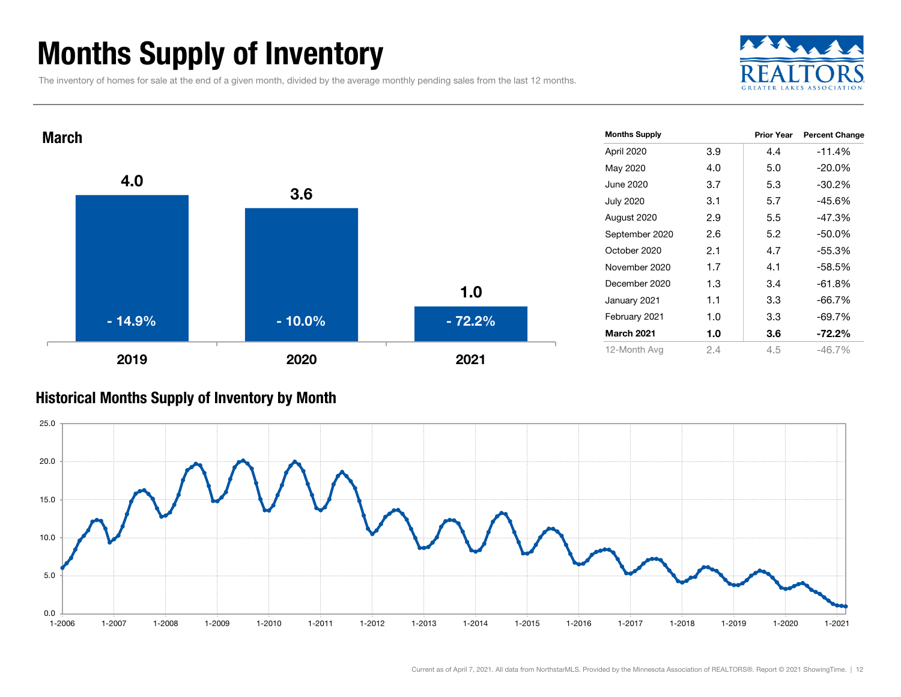# Months Supply of Inventory

The inventory of homes for sale at the end of a given month, divided by the average monthly pending sales from the last 12 months.

## March

| | 2019 | 2020 | 2021 |
|---|---|---|---|
| Months Supply | 4.0 | 3.6 | 1.0 |
| Percent Change | - 14.9% | - 10.0% | - 72.2% |

| Months Supply | | Prior Year | Percent Change |
|---|---|---|---|
| April 2020 | 3.9 | 4.4 | -11.4% |
| May 2020 | 4.0 | 5.0 | -20.0% |
| June 2020 | 3.7 | 5.3 | -30.2% |
| July 2020 | 3.1 | 5.7 | -45.6% |
| August 2020 | 2.9 | 5.5 | -47.3% |
| September 2020 | 2.6 | 5.2 | -50.0% |
| October 2020 | 2.1 | 4.7 | -55.3% |
| November 2020 | 1.7 | 4.1 | -58.5% |
| December 2020 | 1.3 | 3.4 | -61.8% |
| January 2021 | 1.1 | 3.3 | -66.7% |
| February 2021 | 1.0 | 3.3 | -69.7% |
| **March 2021** | **1.0** | **3.6** | **-72.2%** |
| 12-Month Avg | 2.4 | 4.5 | -46.7% |

## Historical Months Supply of Inventory by Month

Current as of April 7, 2021. All data from NorthstarMLS. Provided by the Minnesota Association of REALTORS®. Report © 2021 ShowingTime.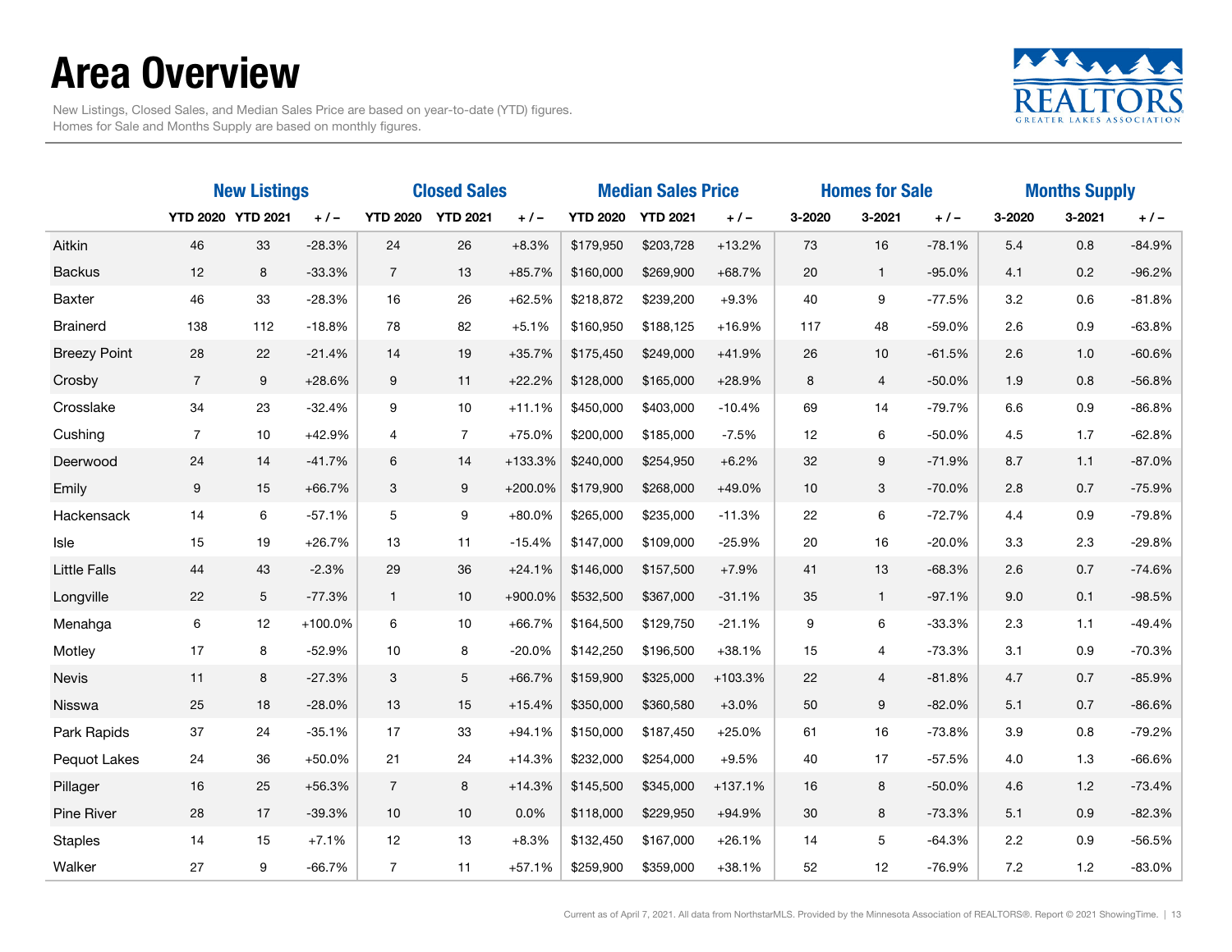# Area Overview

New Listings, Closed Sales, and Median Sales Price are based on year-to-date (YTD) figures.
Homes for Sale and Months Supply are based on monthly figures.

| | New Listings | | | Closed Sales | | | Median Sales Price | | | Homes for Sale | | | Months Supply | | |
|---|---|---|---|---|---|---|---|---|---|---|---|---|---|---|---|
| | YTD 2020 | YTD 2021 | + / – | YTD 2020 | YTD 2021 | + / – | YTD 2020 | YTD 2021 | + / – | 3-2020 | 3-2021 | + / – | 3-2020 | 3-2021 | + / – |
| Aitkin | 46 | 33 | -28.3% | 24 | 26 | +8.3% | $179,950 | $203,728 | +13.2% | 73 | 16 | -78.1% | 5.4 | 0.8 | -84.9% |
| Backus | 12 | 8 | -33.3% | 7 | 13 | +85.7% | $160,000 | $269,900 | +68.7% | 20 | 1 | -95.0% | 4.1 | 0.2 | -96.2% |
| Baxter | 46 | 33 | -28.3% | 16 | 26 | +62.5% | $218,872 | $239,200 | +9.3% | 40 | 9 | -77.5% | 3.2 | 0.6 | -81.8% |
| Brainerd | 138 | 112 | -18.8% | 78 | 82 | +5.1% | $160,950 | $188,125 | +16.9% | 117 | 48 | -59.0% | 2.6 | 0.9 | -63.8% |
| Breezy Point | 28 | 22 | -21.4% | 14 | 19 | +35.7% | $175,450 | $249,000 | +41.9% | 26 | 10 | -61.5% | 2.6 | 1.0 | -60.6% |
| Crosby | 7 | 9 | +28.6% | 9 | 11 | +22.2% | $128,000 | $165,000 | +28.9% | 8 | 4 | -50.0% | 1.9 | 0.8 | -56.8% |
| Crosslake | 34 | 23 | -32.4% | 9 | 10 | +11.1% | $450,000 | $403,000 | -10.4% | 69 | 14 | -79.7% | 6.6 | 0.9 | -86.8% |
| Cushing | 7 | 10 | +42.9% | 4 | 7 | +75.0% | $200,000 | $185,000 | -7.5% | 12 | 6 | -50.0% | 4.5 | 1.7 | -62.8% |
| Deerwood | 24 | 14 | -41.7% | 6 | 14 | +133.3% | $240,000 | $254,950 | +6.2% | 32 | 9 | -71.9% | 8.7 | 1.1 | -87.0% |
| Emily | 9 | 15 | +66.7% | 3 | 9 | +200.0% | $179,900 | $268,000 | +49.0% | 10 | 3 | -70.0% | 2.8 | 0.7 | -75.9% |
| Hackensack | 14 | 6 | -57.1% | 5 | 9 | +80.0% | $265,000 | $235,000 | -11.3% | 22 | 6 | -72.7% | 4.4 | 0.9 | -79.8% |
| Isle | 15 | 19 | +26.7% | 13 | 11 | -15.4% | $147,000 | $109,000 | -25.9% | 20 | 16 | -20.0% | 3.3 | 2.3 | -29.8% |
| Little Falls | 44 | 43 | -2.3% | 29 | 36 | +24.1% | $146,000 | $157,500 | +7.9% | 41 | 13 | -68.3% | 2.6 | 0.7 | -74.6% |
| Longville | 22 | 5 | -77.3% | 1 | 10 | +900.0% | $532,500 | $367,000 | -31.1% | 35 | 1 | -97.1% | 9.0 | 0.1 | -98.5% |
| Menahga | 6 | 12 | +100.0% | 6 | 10 | +66.7% | $164,500 | $129,750 | -21.1% | 9 | 6 | -33.3% | 2.3 | 1.1 | -49.4% |
| Motley | 17 | 8 | -52.9% | 10 | 8 | -20.0% | $142,250 | $196,500 | +38.1% | 15 | 4 | -73.3% | 3.1 | 0.9 | -70.3% |
| Nevis | 11 | 8 | -27.3% | 3 | 5 | +66.7% | $159,900 | $325,000 | +103.3% | 22 | 4 | -81.8% | 4.7 | 0.7 | -85.9% |
| Nisswa | 25 | 18 | -28.0% | 13 | 15 | +15.4% | $350,000 | $360,580 | +3.0% | 50 | 9 | -82.0% | 5.1 | 0.7 | -86.6% |
| Park Rapids | 37 | 24 | -35.1% | 17 | 33 | +94.1% | $150,000 | $187,450 | +25.0% | 61 | 16 | -73.8% | 3.9 | 0.8 | -79.2% |
| Pequot Lakes | 24 | 36 | +50.0% | 21 | 24 | +14.3% | $232,000 | $254,000 | +9.5% | 40 | 17 | -57.5% | 4.0 | 1.3 | -66.6% |
| Pillager | 16 | 25 | +56.3% | 7 | 8 | +14.3% | $145,500 | $345,000 | +137.1% | 16 | 8 | -50.0% | 4.6 | 1.2 | -73.4% |
| Pine River | 28 | 17 | -39.3% | 10 | 10 | 0.0% | $118,000 | $229,950 | +94.9% | 30 | 8 | -73.3% | 5.1 | 0.9 | -82.3% |
| Staples | 14 | 15 | +7.1% | 12 | 13 | +8.3% | $132,450 | $167,000 | +26.1% | 14 | 5 | -64.3% | 2.2 | 0.9 | -56.5% |
| Walker | 27 | 9 | -66.7% | 7 | 11 | +57.1% | $259,900 | $359,000 | +38.1% | 52 | 12 | -76.9% | 7.2 | 1.2 | -83.0% |

Current as of April 7, 2021. All data from NorthstarMLS. Provided by the Minnesota Association of REALTORS®. Report © 2021 ShowingTime.